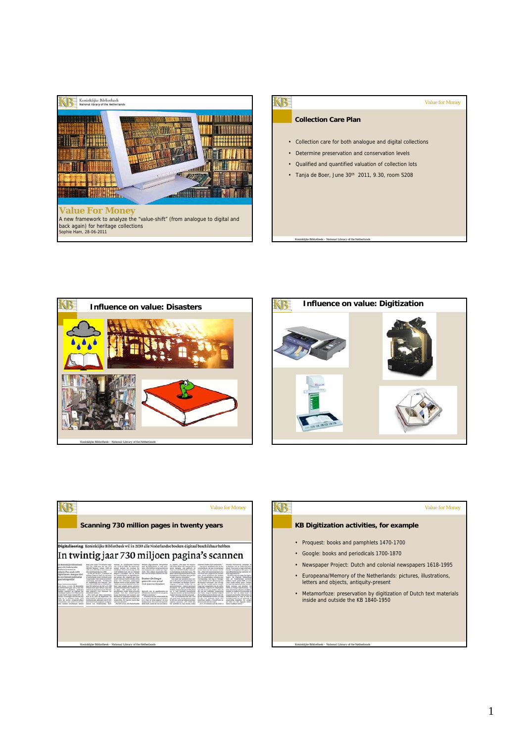## Value For Money

A new framework to analyze the "value-shift" (from analogue to digital and back again) for heritage collections

Sophie Ham, 28-06-2011

---

## Collection Care Plan

- Collection care for both analogue and digital collections
- Determine preservation and conservation levels
- Qualified and quantified valuation of collection lots
- Tanja de Boer, June 30th 2011, 9.30, room S208

---

## Influence on value: Disasters

---

## Influence on value: Digitization

---

## Scanning 730 million pages in twenty years

**Digitalisering** Koninklijke Bibliotheek wil in 2030 alle Nederlandse boeken digitaal beschikbaar hebben

In twintig jaar 730 miljoen pagina's scannen

---

## KB Digitization activities, for example

- Proquest: books and pamphlets 1470-1700
- Google: books and periodicals 1700-1870
- Newspaper Project: Dutch and colonial newspapers 1618-1995
- Europeana/Memory of the Netherlands: pictures, illustrations, letters and objects, antiquity-present
- Metamorfoze: preservation by digitization of Dutch text materials inside and outside the KB 1840-1950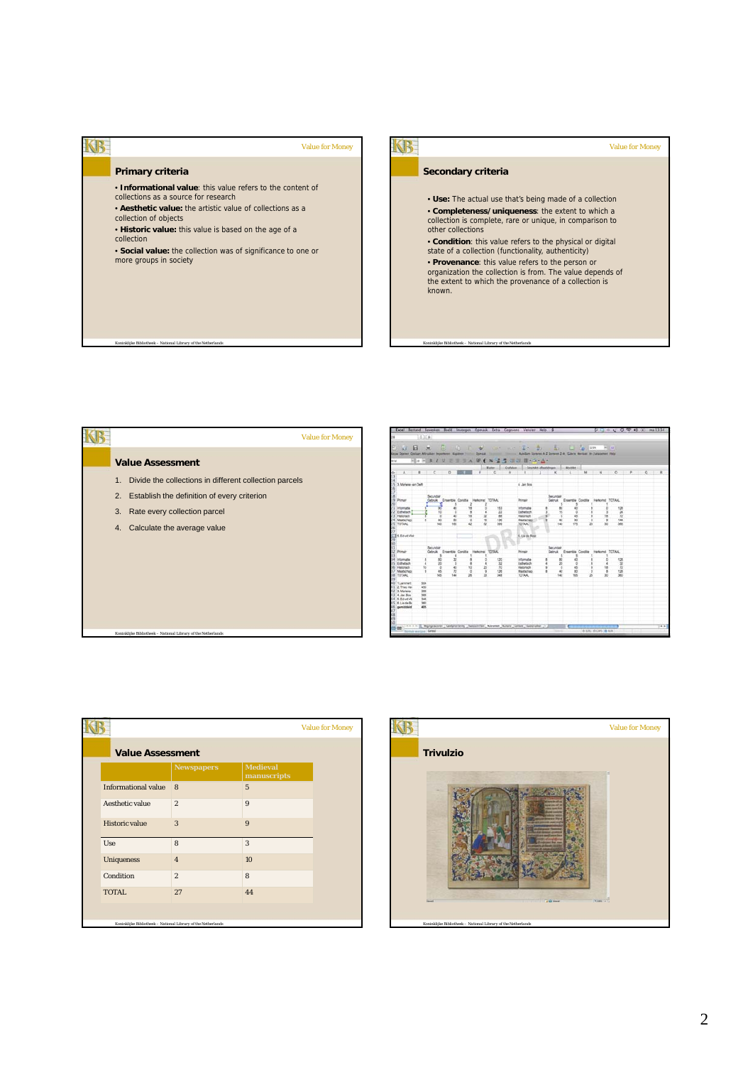## Primary criteria

- **Informational value**: this value refers to the content of collections as a source for research
- **Aesthetic value:** the artistic value of collections as a collection of objects
- **Historic value:** this value is based on the age of a collection
- **Social value:** the collection was of significance to one or more groups in society

## Secondary criteria

- **Use:** The actual use that's being made of a collection
- **Completeness/ uniqueness**: the extent to which a collection is complete, rare or unique, in comparison to other collections
- **Condition**: this value refers to the physical or digital state of a collection (functionality, authenticity)
- **Provenance**: this value refers to the person or organization the collection is from. The value depends of the extent to which the provenance of a collection is known.

## Value Assessment

1. Divide the collections in different collection parcels
2. Establish the definition of every criterion
3. Rate every collection parcel
4. Calculate the average value

## Value Assessment

| | Newspapers | Medieval manuscripts |
|---|---|---|
| Informational value | 8 | 5 |
| Aesthetic value | 2 | 9 |
| Historic value | 3 | 9 |
| Use | 8 | 3 |
| Uniqueness | 4 | 10 |
| Condition | 2 | 8 |
| TOTAL | 27 | 44 |

## Trivulzio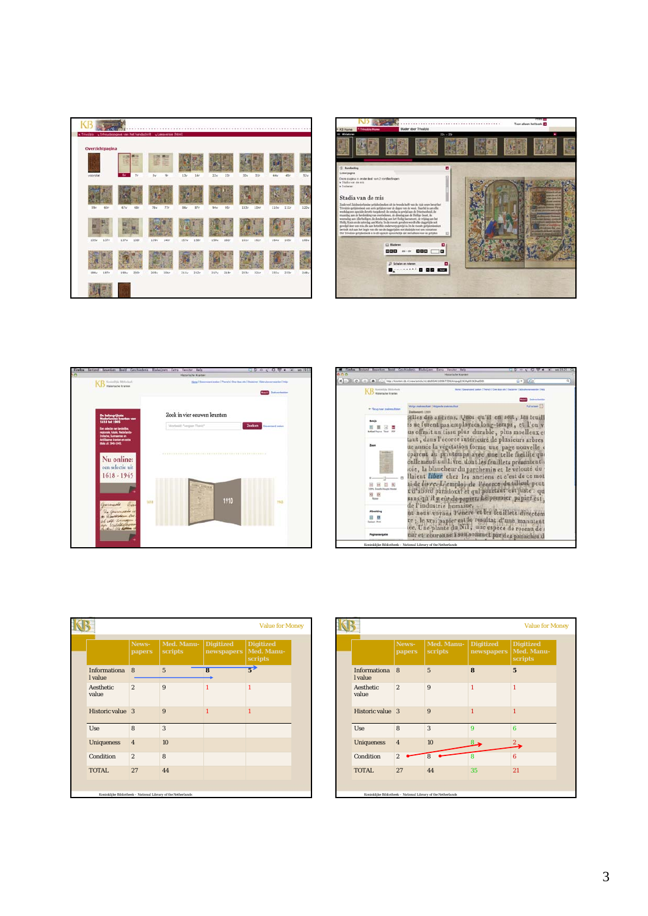Value for Money

| | News-papers | Med. Manu-scripts | Digitized newspapers | Digitized Med. Manu-scripts |
|---|---|---|---|---|
| Informational value | 8 | 5 | 8 | 5 |
| Aesthetic value | 2 | 9 | 1 | 1 |
| Historic value | 3 | 9 | 1 | 1 |
| Use | 8 | 3 | | |
| Uniqueness | 4 | 10 | | |
| Condition | 2 | 8 | | |
| TOTAL | 27 | 44 | | |

Koninklijke Bibliotheek – National Library of the Netherlands

Value for Money

| | News-papers | Med. Manu-scripts | Digitized newspapers | Digitized Med. Manu-scripts |
|---|---|---|---|---|
| Informational value | 8 | 5 | 8 | 5 |
| Aesthetic value | 2 | 9 | 1 | 1 |
| Historic value | 3 | 9 | 1 | 1 |
| Use | 8 | 3 | 9 | 6 |
| Uniqueness | 4 | 10 | 8 | 2 |
| Condition | 2 | 8 | 8 | 6 |
| TOTAL | 27 | 44 | 35 | 21 |

Koninklijke Bibliotheek – National Library of the Netherlands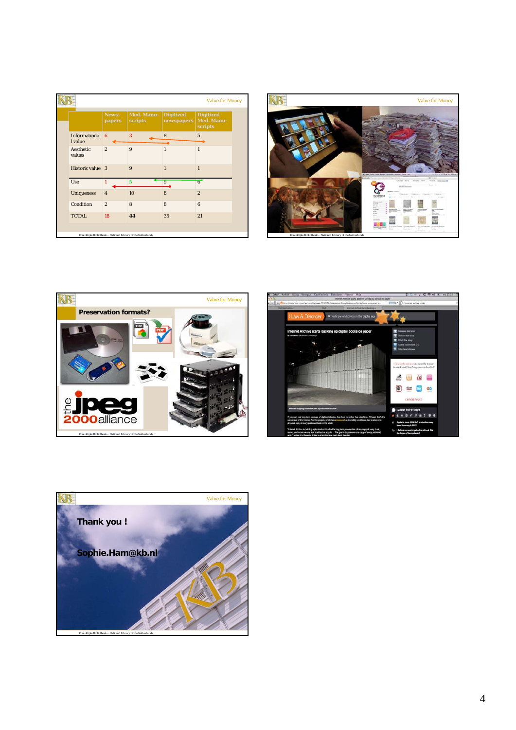## Value for Money

| | News-papers | Med. Manu-scripts | Digitized newspapers | Digitized Med. Manu-scripts |
|---|---|---|---|---|
| Informational value | 6 | 3 | 8 | 5 |
| Aesthetic values | 2 | 9 | 1 | 1 |
| Historic value | 3 | 9 | 1 | 1 |
| Use | 1 | 5 | 9 | 6 |
| Uniqueness | 4 | 10 | 8 | 2 |
| Condition | 2 | 8 | 8 | 6 |
| TOTAL | 18 | **44** | 35 | 21 |

Koninklijke Bibliotheek – National Library of the Netherlands

## Value for Money

Koninklijke Bibliotheek – National Library of the Netherlands

## Value for Money

**Preservation formats?**

the jpeg 2000 alliance

Koninklijke Bibliotheek – National Library of the Netherlands

Internet Archive starts backing up digital books on paper

## Value for Money

**Thank you !**

**Sophie.Ham@kb.nl**

Koninklijke Bibliotheek – National Library of the Netherlands